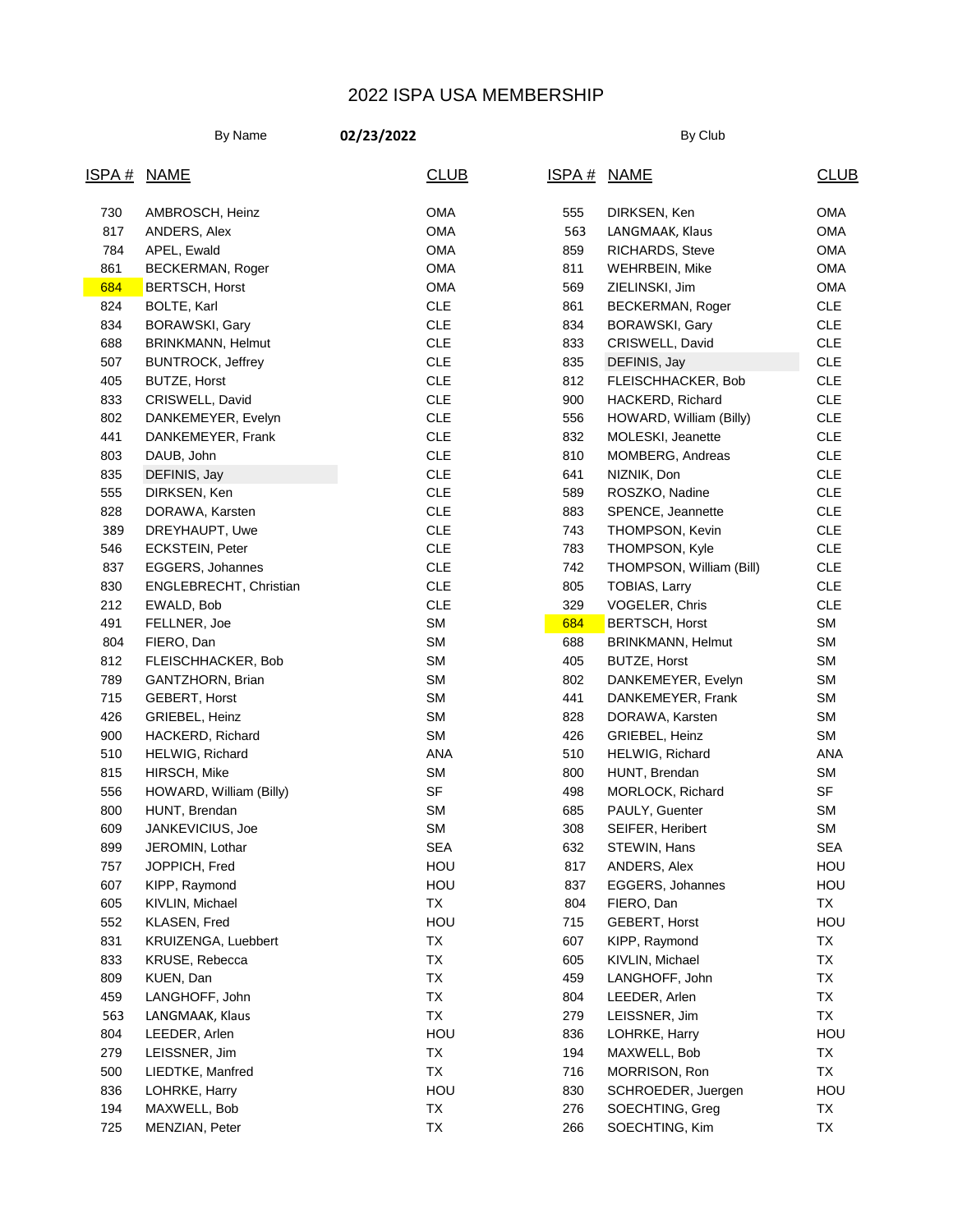# 2022 ISPA USA MEMBERSHIP

By Name **02/23/2022** By Club

| ISPA # | NAME | CLUB |
|---|---|---|
| 730 | AMBROSCH, Heinz | OMA |
| 817 | ANDERS, Alex | OMA |
| 784 | APEL, Ewald | OMA |
| 861 | BECKERMAN, Roger | OMA |
| 684 | BERTSCH, Horst | OMA |
| 824 | BOLTE, Karl | CLE |
| 834 | BORAWSKI, Gary | CLE |
| 688 | BRINKMANN, Helmut | CLE |
| 507 | BUNTROCK, Jeffrey | CLE |
| 405 | BUTZE, Horst | CLE |
| 833 | CRISWELL, David | CLE |
| 802 | DANKEMEYER, Evelyn | CLE |
| 441 | DANKEMEYER, Frank | CLE |
| 803 | DAUB, John | CLE |
| 835 | DEFINIS, Jay | CLE |
| 555 | DIRKSEN, Ken | CLE |
| 828 | DORAWA, Karsten | CLE |
| 389 | DREYHAUPT, Uwe | CLE |
| 546 | ECKSTEIN, Peter | CLE |
| 837 | EGGERS, Johannes | CLE |
| 830 | ENGLEBRECHT, Christian | CLE |
| 212 | EWALD, Bob | CLE |
| 491 | FELLNER, Joe | SM |
| 804 | FIERO, Dan | SM |
| 812 | FLEISCHHACKER, Bob | SM |
| 789 | GANTZHORN, Brian | SM |
| 715 | GEBERT, Horst | SM |
| 426 | GRIEBEL, Heinz | SM |
| 900 | HACKERD, Richard | SM |
| 510 | HELWIG, Richard | ANA |
| 815 | HIRSCH, Mike | SM |
| 556 | HOWARD, William (Billy) | SF |
| 800 | HUNT, Brendan | SM |
| 609 | JANKEVICIUS, Joe | SM |
| 899 | JEROMIN, Lothar | SEA |
| 757 | JOPPICH, Fred | HOU |
| 607 | KIPP, Raymond | HOU |
| 605 | KIVLIN, Michael | TX |
| 552 | KLASEN, Fred | HOU |
| 831 | KRUIZENGA, Luebbert | TX |
| 833 | KRUSE, Rebecca | TX |
| 809 | KUEN, Dan | TX |
| 459 | LANGHOFF, John | TX |
| 563 | LANGMAAK, Klaus | TX |
| 804 | LEEDER, Arlen | HOU |
| 279 | LEISSNER, Jim | TX |
| 500 | LIEDTKE, Manfred | TX |
| 836 | LOHRKE, Harry | HOU |
| 194 | MAXWELL, Bob | TX |
| 725 | MENZIAN, Peter | TX |

| ISPA # | NAME | CLUB |
|---|---|---|
| 555 | DIRKSEN, Ken | OMA |
| 563 | LANGMAAK, Klaus | OMA |
| 859 | RICHARDS, Steve | OMA |
| 811 | WEHRBEIN, Mike | OMA |
| 569 | ZIELINSKI, Jim | OMA |
| 861 | BECKERMAN, Roger | CLE |
| 834 | BORAWSKI, Gary | CLE |
| 833 | CRISWELL, David | CLE |
| 835 | DEFINIS, Jay | CLE |
| 812 | FLEISCHHACKER, Bob | CLE |
| 900 | HACKERD, Richard | CLE |
| 556 | HOWARD, William (Billy) | CLE |
| 832 | MOLESKI, Jeanette | CLE |
| 810 | MOMBERG, Andreas | CLE |
| 641 | NIZNIK, Don | CLE |
| 589 | ROSZKO, Nadine | CLE |
| 883 | SPENCE, Jeannette | CLE |
| 743 | THOMPSON, Kevin | CLE |
| 783 | THOMPSON, Kyle | CLE |
| 742 | THOMPSON, William (Bill) | CLE |
| 805 | TOBIAS, Larry | CLE |
| 329 | VOGELER, Chris | CLE |
| 684 | BERTSCH, Horst | SM |
| 688 | BRINKMANN, Helmut | SM |
| 405 | BUTZE, Horst | SM |
| 802 | DANKEMEYER, Evelyn | SM |
| 441 | DANKEMEYER, Frank | SM |
| 828 | DORAWA, Karsten | SM |
| 426 | GRIEBEL, Heinz | SM |
| 510 | HELWIG, Richard | ANA |
| 800 | HUNT, Brendan | SM |
| 498 | MORLOCK, Richard | SF |
| 685 | PAULY, Guenter | SM |
| 308 | SEIFER, Heribert | SM |
| 632 | STEWIN, Hans | SEA |
| 817 | ANDERS, Alex | HOU |
| 837 | EGGERS, Johannes | HOU |
| 804 | FIERO, Dan | TX |
| 715 | GEBERT, Horst | HOU |
| 607 | KIPP, Raymond | TX |
| 605 | KIVLIN, Michael | TX |
| 459 | LANGHOFF, John | TX |
| 804 | LEEDER, Arlen | TX |
| 279 | LEISSNER, Jim | TX |
| 836 | LOHRKE, Harry | HOU |
| 194 | MAXWELL, Bob | TX |
| 716 | MORRISON, Ron | TX |
| 830 | SCHROEDER, Juergen | HOU |
| 276 | SOECHTING, Greg | TX |
| 266 | SOECHTING, Kim | TX |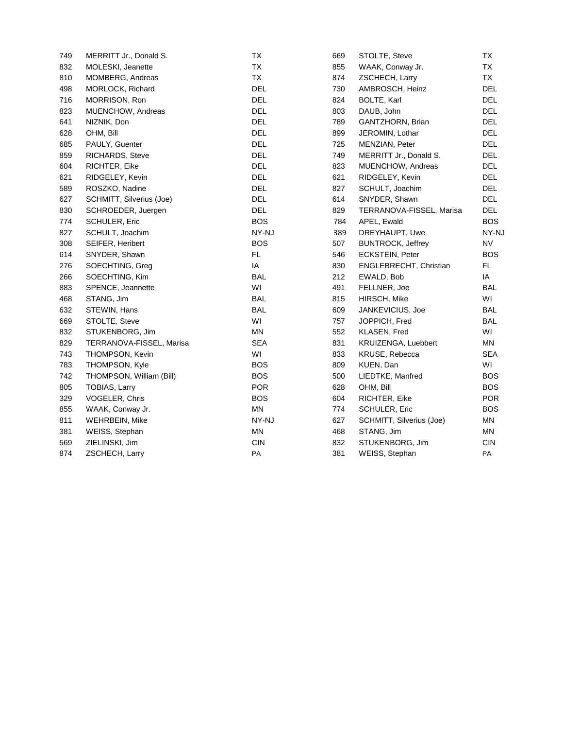| | | | | | |
|---|---|---|---|---|---|
| 749 | MERRITT Jr., Donald S. | TX | 669 | STOLTE, Steve | TX |
| 832 | MOLESKI, Jeanette | TX | 855 | WAAK, Conway Jr. | TX |
| 810 | MOMBERG, Andreas | TX | 874 | ZSCHECH, Larry | TX |
| 498 | MORLOCK, Richard | DEL | 730 | AMBROSCH, Heinz | DEL |
| 716 | MORRISON, Ron | DEL | 824 | BOLTE, Karl | DEL |
| 823 | MUENCHOW, Andreas | DEL | 803 | DAUB, John | DEL |
| 641 | NIZNIK, Don | DEL | 789 | GANTZHORN, Brian | DEL |
| 628 | OHM, Bill | DEL | 899 | JEROMIN, Lothar | DEL |
| 685 | PAULY, Guenter | DEL | 725 | MENZIAN, Peter | DEL |
| 859 | RICHARDS, Steve | DEL | 749 | MERRITT Jr., Donald S. | DEL |
| 604 | RICHTER, Eike | DEL | 823 | MUENCHOW, Andreas | DEL |
| 621 | RIDGELEY, Kevin | DEL | 621 | RIDGELEY, Kevin | DEL |
| 589 | ROSZKO, Nadine | DEL | 827 | SCHULT, Joachim | DEL |
| 627 | SCHMITT, Silverius (Joe) | DEL | 614 | SNYDER, Shawn | DEL |
| 830 | SCHROEDER, Juergen | DEL | 829 | TERRANOVA-FISSEL, Marisa | DEL |
| 774 | SCHULER, Eric | BOS | 784 | APEL, Ewald | BOS |
| 827 | SCHULT, Joachim | NY-NJ | 389 | DREYHAUPT, Uwe | NY-NJ |
| 308 | SEIFER, Heribert | BOS | 507 | BUNTROCK, Jeffrey | NV |
| 614 | SNYDER, Shawn | FL | 546 | ECKSTEIN, Peter | BOS |
| 276 | SOECHTING, Greg | IA | 830 | ENGLEBRECHT, Christian | FL |
| 266 | SOECHTING, Kim | BAL | 212 | EWALD, Bob | IA |
| 883 | SPENCE, Jeannette | WI | 491 | FELLNER, Joe | BAL |
| 468 | STANG, Jim | BAL | 815 | HIRSCH, Mike | WI |
| 632 | STEWIN, Hans | BAL | 609 | JANKEVICIUS, Joe | BAL |
| 669 | STOLTE, Steve | WI | 757 | JOPPICH, Fred | BAL |
| 832 | STUKENBORG, Jim | MN | 552 | KLASEN, Fred | WI |
| 829 | TERRANOVA-FISSEL, Marisa | SEA | 831 | KRUIZENGA, Luebbert | MN |
| 743 | THOMPSON, Kevin | WI | 833 | KRUSE, Rebecca | SEA |
| 783 | THOMPSON, Kyle | BOS | 809 | KUEN, Dan | WI |
| 742 | THOMPSON, William (Bill) | BOS | 500 | LIEDTKE, Manfred | BOS |
| 805 | TOBIAS, Larry | POR | 628 | OHM, Bill | BOS |
| 329 | VOGELER, Chris | BOS | 604 | RICHTER, Eike | POR |
| 855 | WAAK, Conway Jr. | MN | 774 | SCHULER, Eric | BOS |
| 811 | WEHRBEIN, Mike | NY-NJ | 627 | SCHMITT, Silverius (Joe) | MN |
| 381 | WEISS, Stephan | MN | 468 | STANG, Jim | MN |
| 569 | ZIELINSKI, Jim | CIN | 832 | STUKENBORG, Jim | CIN |
| 874 | ZSCHECH, Larry | PA | 381 | WEISS, Stephan | PA |